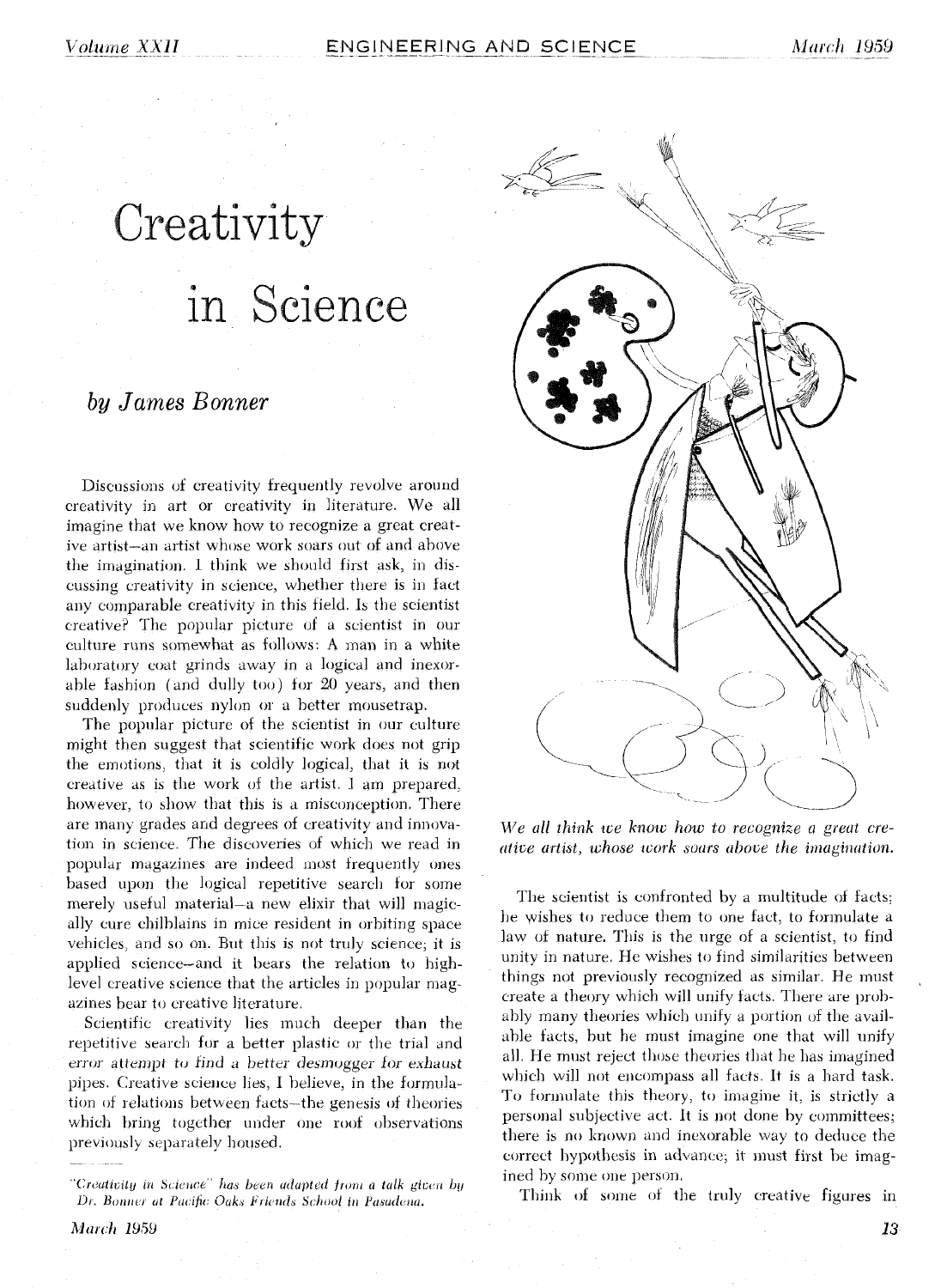# Creativity in Science

## *by James Bonner*

Discussions of creativity frequently revolve around creativity in art or creativity in literature. We all imagine that we know how to recognize a great creative artist—an artist whose work soars out of and above the imagination. I think we should first ask, in discussing creativity in science, whether there is in fact any comparable creativity in this field. Is the scientist creative? The popular picture of a scientist in our culture runs somewhat as follows: A man in a white laboratory coat grinds away in a logical and inexorable fashion (and dully too) for 20 years, and then suddenly produces nylon or a better mousetrap.

The popular picture of the scientist in our culture might then suggest that scientific work does not grip the emotions, that it is coldly logical, that it is not creative as is the work of the artist. I am prepared, however, to show that this is a misconception. There are many grades and degrees of creativity and innovation in science. The discoveries of which we read in popular magazines are indeed most frequently ones based upon the logical repetitive search for some merely useful material—a new elixir that will magically cure chilblains in mice resident in orbiting space vehicles, and so on. But this is not truly science; it is applied science—and it bears the relation to high-level creative science that the articles in popular magazines bear to creative literature.

Scientific creativity lies much deeper than the repetitive search for a better plastic or the trial and error attempt to find a better desmogger for exhaust pipes. Creative science lies, I believe, in the formulation of relations between facts—the genesis of theories which bring together under one roof observations previously separately housed.

*"Creativity in Science" has been adapted from a talk given by Dr. Bonner at Pacific Oaks Friends School in Pasadena.*

*We all think we know how to recognize a great creative artist, whose work soars above the imagination.*

The scientist is confronted by a multitude of facts; he wishes to reduce them to one fact, to formulate a law of nature. This is the urge of a scientist, to find unity in nature. He wishes to find similarities between things not previously recognized as similar. He must create a theory which will unify facts. There are probably many theories which unify a portion of the available facts, but he must imagine one that will unify all. He must reject those theories that he has imagined which will not encompass all facts. It is a hard task. To formulate this theory, to imagine it, is strictly a personal subjective act. It is not done by committees; there is no known and inexorable way to deduce the correct hypothesis in advance; it must first be imagined by some one person.

Think of some of the truly creative figures in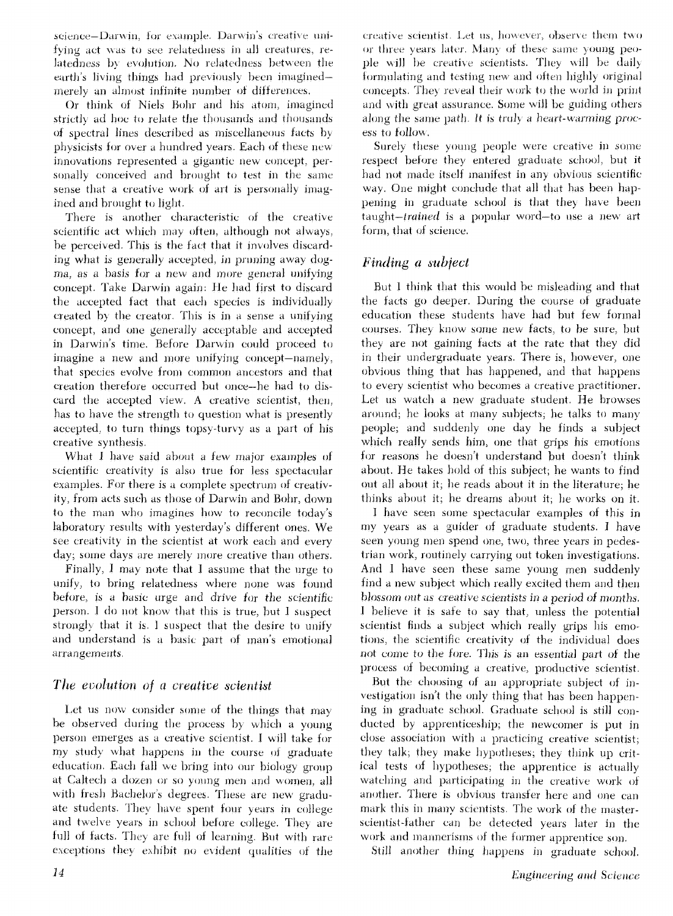science—Darwin, for example. Darwin's creative unifying act was to see relatedness in all creatures, relatedness by evolution. No relatedness between the earth's living things had previously been imagined—merely an almost infinite number of differences.

Or think of Niels Bohr and his atom, imagined strictly ad hoc to relate the thousands and thousands of spectral lines described as miscellaneous facts by physicists for over a hundred years. Each of these new innovations represented a gigantic new concept, personally conceived and brought to test in the same sense that a creative work of art is personally imagined and brought to light.

There is another characteristic of the creative scientific act which may often, although not always, be perceived. This is the fact that it involves discarding what is generally accepted, in pruning away dogma, as a basis for a new and more general unifying concept. Take Darwin again: He had first to discard the accepted fact that each species is individually created by the creator. This is in a sense a unifying concept, and one generally acceptable and accepted in Darwin's time. Before Darwin could proceed to imagine a new and more unifying concept—namely, that species evolve from common ancestors and that creation therefore occurred but once—he had to discard the accepted view. A creative scientist, then, has to have the strength to question what is presently accepted, to turn things topsy-turvy as a part of his creative synthesis.

What I have said about a few major examples of scientific creativity is also true for less spectacular examples. For there is a complete spectrum of creativity, from acts such as those of Darwin and Bohr, down to the man who imagines how to reconcile today's laboratory results with yesterday's different ones. We see creativity in the scientist at work each and every day; some days are merely more creative than others.

Finally, I may note that I assume that the urge to unify, to bring relatedness where none was found before, is a basic urge and drive for the scientific person. I do not know that this is true, but I suspect strongly that it is. I suspect that the desire to unify and understand is a basic part of man's emotional arrangements.

## *The evolution of a creative scientist*

Let us now consider some of the things that may be observed during the process by which a young person emerges as a creative scientist. I will take for my study what happens in the course of graduate education. Each fall we bring into our biology group at Caltech a dozen or so young men and women, all with fresh Bachelor's degrees. These are new graduate students. They have spent four years in college and twelve years in school before college. They are full of facts. They are full of learning. But with rare exceptions they exhibit no evident qualities of the creative scientist. Let us, however, observe them two or three years later. Many of these same young people will be creative scientists. They will be daily formulating and testing new and often highly original concepts. They reveal their work to the world in print and with great assurance. Some will be guiding others along the same path. *It is truly a heart-warming process to follow.*

Surely these young people were creative in some respect before they entered graduate school, but it had not made itself manifest in any obvious scientific way. One might conclude that all that has been happening in graduate school is that they have been taught—*trained* is a popular word—to use a new art form, that of science.

## *Finding a subject*

But I think that this would be misleading and that the facts go deeper. During the course of graduate education these students have had but few formal courses. They know some new facts, to be sure, but they are not gaining facts at the rate that they did in their undergraduate years. There is, however, one obvious thing that has happened, and that happens to every scientist who becomes a creative practitioner. Let us watch a new graduate student. He browses around; he looks at many subjects; he talks to many people; and suddenly one day he finds a subject which really sends him, one that grips his emotions for reasons he doesn't understand but doesn't think about. He takes hold of this subject; he wants to find out all about it; he reads about it in the literature; he thinks about it; he dreams about it; he works on it.

I have seen some spectacular examples of this in my years as a guider of graduate students. I have seen young men spend one, two, three years in pedestrian work, routinely carrying out token investigations. And I have seen these same young men suddenly find a new subject which really excited them and then *blossom out as creative scientists in a period of months.* I believe it is safe to say that, unless the potential scientist finds a subject which really grips his emotions, the scientific creativity of the individual does not come to the fore. This is an essential part of the process of becoming a creative, productive scientist.

But the choosing of an appropriate subject of investigation isn't the only thing that has been happening in graduate school. Graduate school is still conducted by apprenticeship; the newcomer is put in close association with a practicing creative scientist; they talk; they make hypotheses; they think up critical tests of hypotheses; the apprentice is actually watching and participating in the creative work of another. There is obvious transfer here and one can mark this in many scientists. The work of the master-scientist-father can be detected years later in the work and mannerisms of the former apprentice son.

Still another thing happens in graduate school.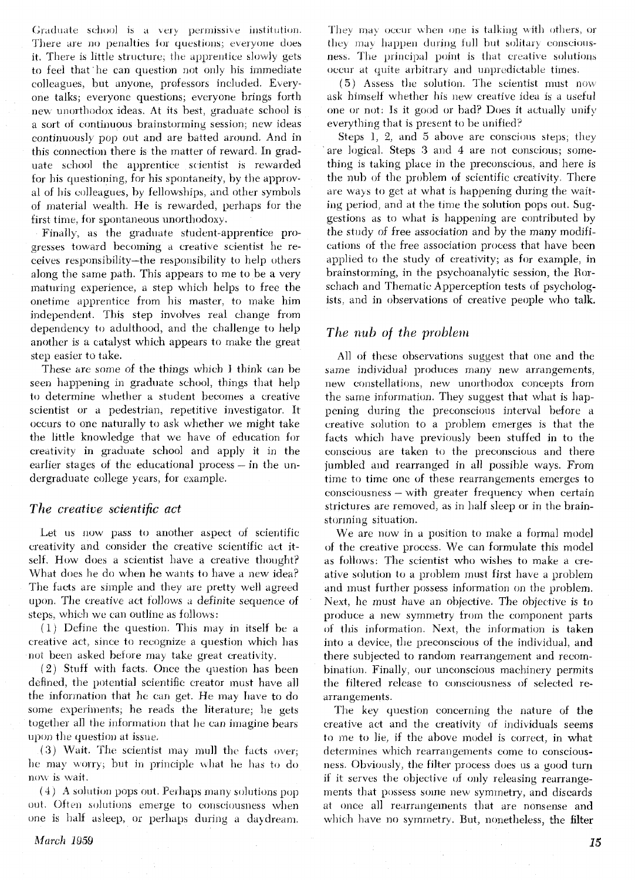Graduate school is a very permissive institution. There are no penalties for questions; everyone does it. There is little structure; the apprentice slowly gets to feel that he can question not only his immediate colleagues, but anyone, professors included. Everyone talks; everyone questions; everyone brings forth new unorthodox ideas. At its best, graduate school is a sort of continuous brainstorming session; new ideas continuously pop out and are batted around. And in this connection there is the matter of reward. In graduate school the apprentice scientist is rewarded for his questioning, for his spontaneity, by the approval of his colleagues, by fellowships, and other symbols of material wealth. He is rewarded, perhaps for the first time, for spontaneous unorthodoxy.

Finally, as the graduate student-apprentice progresses toward becoming a creative scientist he receives responsibility—the responsibility to help others along the same path. This appears to me to be a very maturing experience, a step which helps to free the onetime apprentice from his master, to make him independent. This step involves real change from dependency to adulthood, and the challenge to help another is a catalyst which appears to make the great step easier to take.

These are some of the things which I think can be seen happening in graduate school, things that help to determine whether a student becomes a creative scientist or a pedestrian, repetitive investigator. It occurs to one naturally to ask whether we might take the little knowledge that we have of education for creativity in graduate school and apply it in the earlier stages of the educational process – in the undergraduate college years, for example.

## *The creative scientific act*

Let us now pass to another aspect of scientific creativity and consider the creative scientific act itself. How does a scientist have a creative thought? What does he do when he wants to have a new idea? The facts are simple and they are pretty well agreed upon. The creative act follows a definite sequence of steps, which we can outline as follows:

(1) Define the question. This may in itself be a creative act, since to recognize a question which has not been asked before may take great creativity.

(2) Stuff with facts. Once the question has been defined, the potential scientific creator must have all the information that he can get. He may have to do some experiments; he reads the literature; he gets together all the information that he can imagine bears upon the question at issue.

(3) Wait. The scientist may mull the facts over; he may worry; but in principle what he has to do now is wait.

(4) A solution pops out. Perhaps many solutions pop out. Often solutions emerge to consciousness when one is half asleep, or perhaps during a daydream. They may occur when one is talking with others, or they may happen during full but solitary consciousness. The principal point is that creative solutions occur at quite arbitrary and unpredictable times.

(5) Assess the solution. The scientist must now ask himself whether his new creative idea is a useful one or not: Is it good or bad? Does it actually unify everything that is present to be unified?

Steps 1, 2, and 5 above are conscious steps; they are logical. Steps 3 and 4 are not conscious; something is taking place in the preconscious, and here is the nub of the problem of scientific creativity. There are ways to get at what is happening during the waiting period, and at the time the solution pops out. Suggestions as to what is happening are contributed by the study of free association and by the many modifications of the free association process that have been applied to the study of creativity; as for example, in brainstorming, in the psychoanalytic session, the Rorschach and Thematic Apperception tests of psychologists, and in observations of creative people who talk.

## *The nub of the problem*

All of these observations suggest that one and the same individual produces many new arrangements, new constellations, new unorthodox concepts from the same information. They suggest that what is happening during the preconscious interval before a creative solution to a problem emerges is that the facts which have previously been stuffed in to the conscious are taken to the preconscious and there jumbled and rearranged in all possible ways. From time to time one of these rearrangements emerges to consciousness – with greater frequency when certain strictures are removed, as in half sleep or in the brainstorming situation.

We are now in a position to make a formal model of the creative process. We can formulate this model as follows: The scientist who wishes to make a creative solution to a problem must first have a problem and must further possess information on the problem. Next, he must have an objective. The objective is to produce a new symmetry from the component parts of this information. Next, the information is taken into a device, the preconscious of the individual, and there subjected to random rearrangement and recombination. Finally, our unconscious machinery permits the filtered release to consciousness of selected rearrangements.

The key question concerning the nature of the creative act and the creativity of individuals seems to me to lie, if the above model is correct, in what determines which rearrangements come to consciousness. Obviously, the filter process does us a good turn if it serves the objective of only releasing rearrangements that possess some new symmetry, and discards at once all rearrangements that are nonsense and which have no symmetry. But, nonetheless, the filter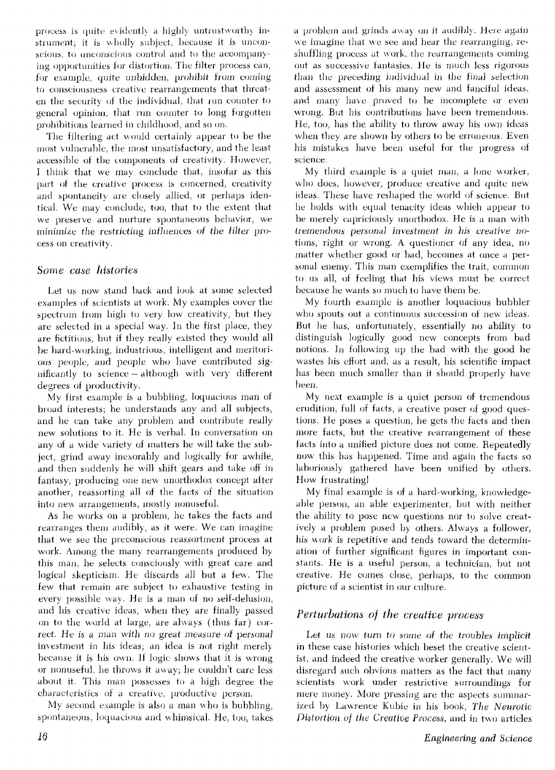process is quite evidently a highly untrustworthy instrument; it is wholly subject, because it is unconscious, to unconscious control and to the accompanying opportunities for distortion. The filter process can, for example, quite unbidden, *prohibit from coming* to consciousness creative rearrangements that threaten the security of the individual, that run counter to general opinion, that run counter to long forgotten prohibitions learned in childhood, and so on.

The filtering act would certainly appear to be the most vulnerable, the most unsatisfactory, and the least accessible of the components of creativity. However, I think that we may conclude that, insofar as this part of the creative process is concerned, creativity and spontaneity are closely allied, or perhaps identical. We may conclude, too, that to the extent that we preserve and nurture spontaneous behavior, we *minimize the restricting influences of the filter process* on creativity.

## *Some case histories*

Let us now stand back and look at some selected examples of scientists at work. My examples cover the spectrum from high to very low creativity, but they are selected in a special way. In the first place, they are fictitious, but if they really existed they would all be hard-working, industrious, intelligent and meritorious people, and people who have contributed significantly to science – although with very different degrees of productivity.

My first example is a bubbling, loquacious man of broad interests; he understands any and all subjects, and he can take any problem and contribute really new solutions to it. He is verbal. In conversation on any of a wide variety of matters he will take the subject, grind away inexorably and logically for awhile, and then suddenly he will shift gears and take off in fantasy, producing one new unorthodox concept after another, reassorting all of the facts of the situation into new arrangements, mostly nonuseful.

As he works on a problem, he takes the facts and rearranges them audibly, as it were. We can imagine that we see the preconscious reassortment process at work. Among the many rearrangements produced by this man, he selects consciously with great care and logical skepticism. He discards all but a few. The few that remain are subject to exhaustive testing in every possible way. He is a man of no self-delusion, and his creative ideas, when they are finally passed on to the world at large, are always (thus far) correct. *He is a man with no great measure of personal* investment in his ideas; an idea is not right merely because it is his own. If logic shows that it is wrong or nonuseful, he throws it away; he couldn't care less about it. This man possesses to a high degree the characteristics of a creative, productive person.

My second example is also a man who is bubbling, spontaneous, loquacious and whimsical. He, too, takes a problem and grinds away on it audibly. Here again we imagine that we see and hear the rearranging, reshuffling process at work, the rearrangements coming out as successive fantasies. He is much less rigorous than the preceding individual in the final selection and assessment of his many new and fanciful ideas, and many have proved to be incomplete or even wrong. But his contributions have been tremendous. He, too, has the ability to throw away his own ideas when they are shown by others to be erroneous. Even his mistakes have been useful for the progress of science.

My third example is a quiet man, a lone worker, who does, however, produce creative and quite new ideas. These have reshaped the world of science. But he holds with equal tenacity ideas which appear to be merely capriciously unorthodox. He is a man with *tremendous personal investment in his creative notions*, right or wrong. A questioner of any idea, no matter whether good or bad, becomes at once a personal enemy. This man exemplifies the trait, common to us all, of feeling that his views must be correct because he wants so much to have them be.

My fourth example is another loquacious bubbler who spouts out a continuous succession of new ideas. But he has, unfortunately, essentially no ability to distinguish logically good new concepts from bad notions. In following up the bad with the good he wastes his effort and, as a result, his scientific impact has been much smaller than it should properly have been.

My next example is a quiet person of tremendous erudition, full of facts, a creative poser of good questions. He poses a question, he gets the facts and then more facts, but the creative rearrangement of these facts into a unified picture does not come. Repeatedly now this has happened. Time and again the facts so laboriously gathered have been unified by others. How frustrating!

My final example is of a hard-working, knowledgeable person, an able experimenter, but with neither the ability to pose new questions nor to solve creatively a problem posed by others. Always a follower, *his work is repetitive and tends toward the determination of further significant figures in important constants*. He is a useful person, a technician, but not creative. He comes close, perhaps, to the common picture of a scientist in our culture.

## *Perturbations of the creative process*

*Let us now turn to some of the troubles implicit* in these case histories which beset the creative scientist, and indeed the creative worker generally. We will disregard such obvious matters as the fact that many scientists work under restrictive surroundings for mere money. More pressing are the aspects summarized by Lawrence Kubie in his book, *The Neurotic Distortion of the Creative Process*, and in two articles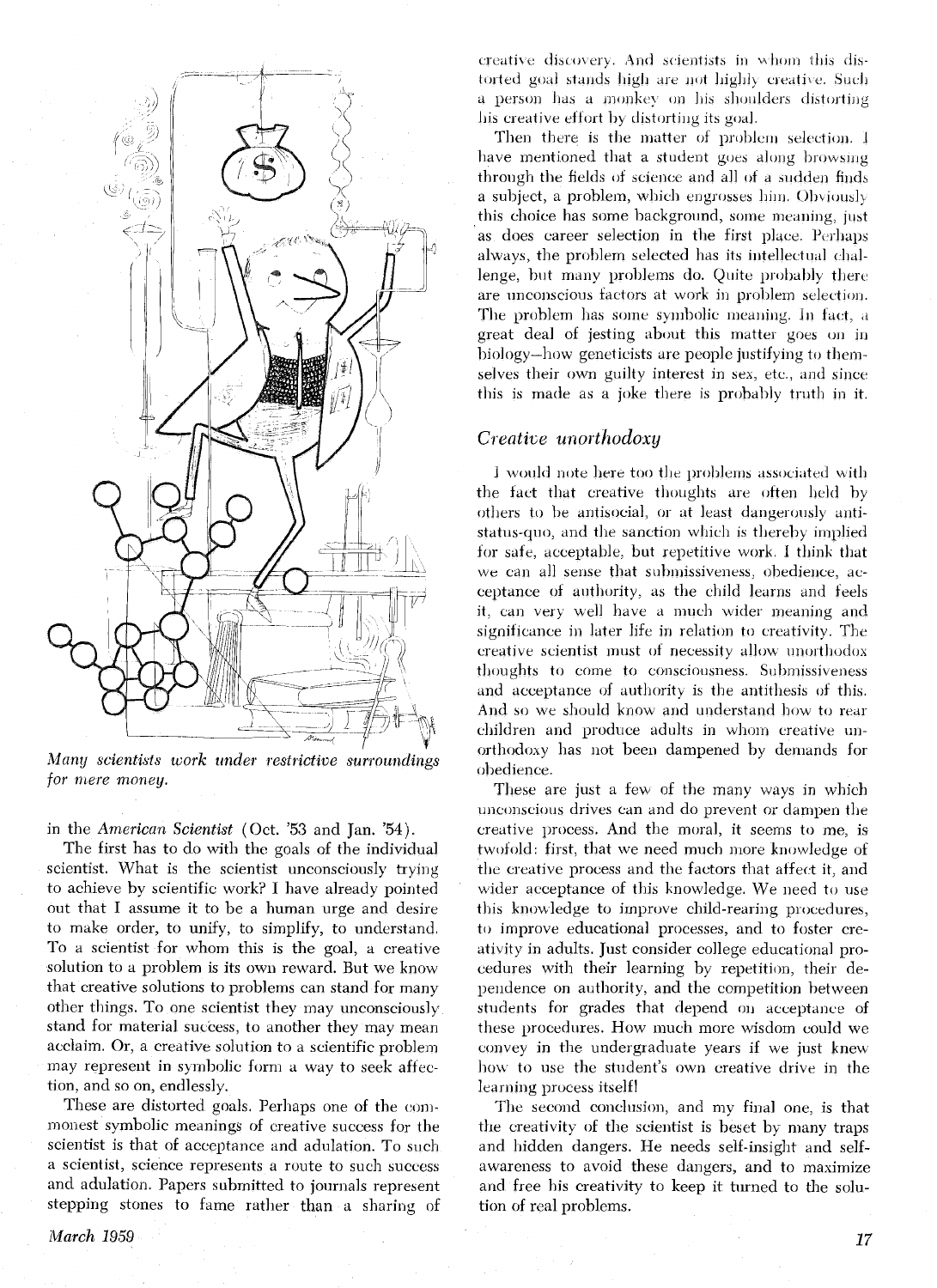*Many scientists work under restrictive surroundings for mere money.*

in the *American Scientist* (Oct. '53 and Jan. '54).

The first has to do with the goals of the individual scientist. What is the scientist unconsciously trying to achieve by scientific work? I have already pointed out that I assume it to be a human urge and desire to make order, to unify, to simplify, to understand. To a scientist for whom this is the goal, a creative solution to a problem is its own reward. But we know that creative solutions to problems can stand for many other things. To one scientist they may unconsciously stand for material success, to another they may mean acclaim. Or, a creative solution to a scientific problem may represent in symbolic form a way to seek affection, and so on, endlessly.

These are distorted goals. Perhaps one of the commonest symbolic meanings of creative success for the scientist is that of acceptance and adulation. To such a scientist, science represents a route to such success and adulation. Papers submitted to journals represent stepping stones to fame rather than a sharing of creative discovery. And scientists in whom this distorted goal stands high are not highly creative. Such a person has a monkey on his shoulders distorting his creative effort by distorting its goal.

Then there is the matter of problem selection. I have mentioned that a student goes along browsing through the fields of science and all of a sudden finds a subject, a problem, which engrosses him. Obviously this choice has some background, some meaning, just as does career selection in the first place. Perhaps always, the problem selected has its intellectual challenge, but many problems do. Quite probably there are unconscious factors at work in problem selection. The problem has some symbolic meaning. In fact, a great deal of jesting about this matter goes on in biology—how geneticists are people justifying to themselves their own guilty interest in sex, etc., and since this is made as a joke there is probably truth in it.

## *Creative unorthodoxy*

I would note here too the problems associated with the fact that creative thoughts are often held by others to be antisocial, or at least dangerously anti-status-quo, and the sanction which is thereby implied for safe, acceptable, but repetitive work. I think that we can all sense that submissiveness, obedience, acceptance of authority, as the child learns and feels it, can very well have a much wider meaning and significance in later life in relation to creativity. The creative scientist must of necessity allow unorthodox thoughts to come to consciousness. Submissiveness and acceptance of authority is the antithesis of this. And so we should know and understand how to rear children and produce adults in whom creative unorthodoxy has not been dampened by demands for obedience.

These are just a few of the many ways in which unconscious drives can and do prevent or dampen the creative process. And the moral, it seems to me, is twofold: first, that we need much more knowledge of the creative process and the factors that affect it, and wider acceptance of this knowledge. We need to use this knowledge to improve child-rearing procedures, to improve educational processes, and to foster creativity in adults. Just consider college educational procedures with their learning by repetition, their dependence on authority, and the competition between students for grades that depend on acceptance of these procedures. How much more wisdom could we convey in the undergraduate years if we just knew how to use the student's own creative drive in the learning process itself!

The second conclusion, and my final one, is that the creativity of the scientist is beset by many traps and hidden dangers. He needs self-insight and self-awareness to avoid these dangers, and to maximize and free his creativity to keep it turned to the solution of real problems.